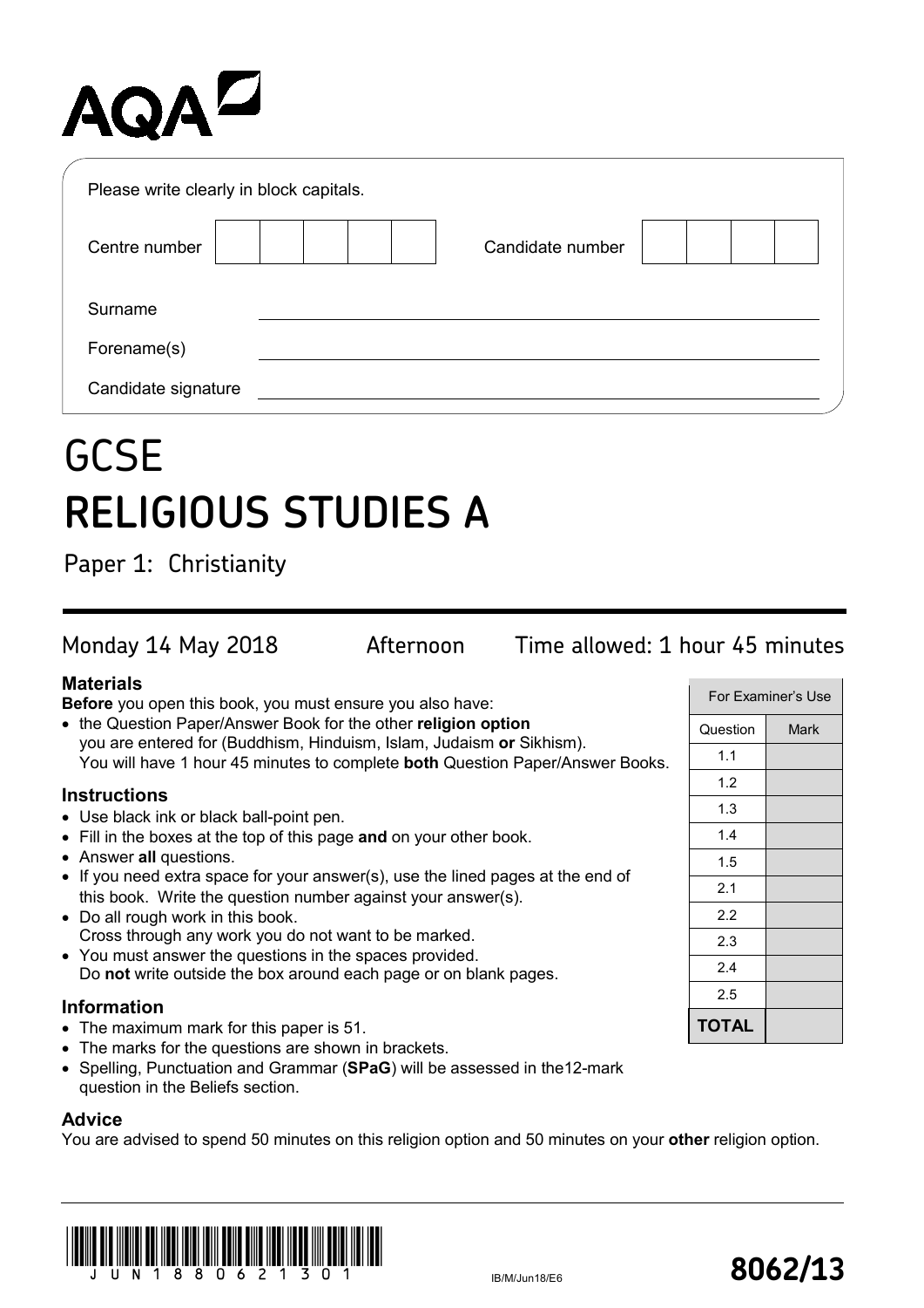AQA

Please write clearly in block capitals.

| Centre number | | Candidate number | |
|---|---|---|---|

Surname ____________________

Forename(s) ____________________

Candidate signature ____________________

# GCSE
# RELIGIOUS STUDIES A

Paper 1: Christianity

Monday 14 May 2018 Afternoon Time allowed: 1 hour 45 minutes

### Materials

**Before** you open this book, you must ensure you also have:

- the Question Paper/Answer Book for the other **religion option** you are entered for (Buddhism, Hinduism, Islam, Judaism **or** Sikhism). You will have 1 hour 45 minutes to complete **both** Question Paper/Answer Books.

### Instructions

- Use black ink or black ball-point pen.
- Fill in the boxes at the top of this page **and** on your other book.
- Answer **all** questions.
- If you need extra space for your answer(s), use the lined pages at the end of this book. Write the question number against your answer(s).
- Do all rough work in this book. Cross through any work you do not want to be marked.
- You must answer the questions in the spaces provided. Do **not** write outside the box around each page or on blank pages.

### Information

- The maximum mark for this paper is 51.
- The marks for the questions are shown in brackets.
- Spelling, Punctuation and Grammar (**SPaG**) will be assessed in the12-mark question in the Beliefs section.

### Advice

You are advised to spend 50 minutes on this religion option and 50 minutes on your **other** religion option.

| For Examiner's Use | |
|---|---|
| Question | Mark |
| 1.1 | |
| 1.2 | |
| 1.3 | |
| 1.4 | |
| 1.5 | |
| 2.1 | |
| 2.2 | |
| 2.3 | |
| 2.4 | |
| 2.5 | |
| **TOTAL** | |

JUN1880621301

IB/M/Jun18/E6

**8062/13**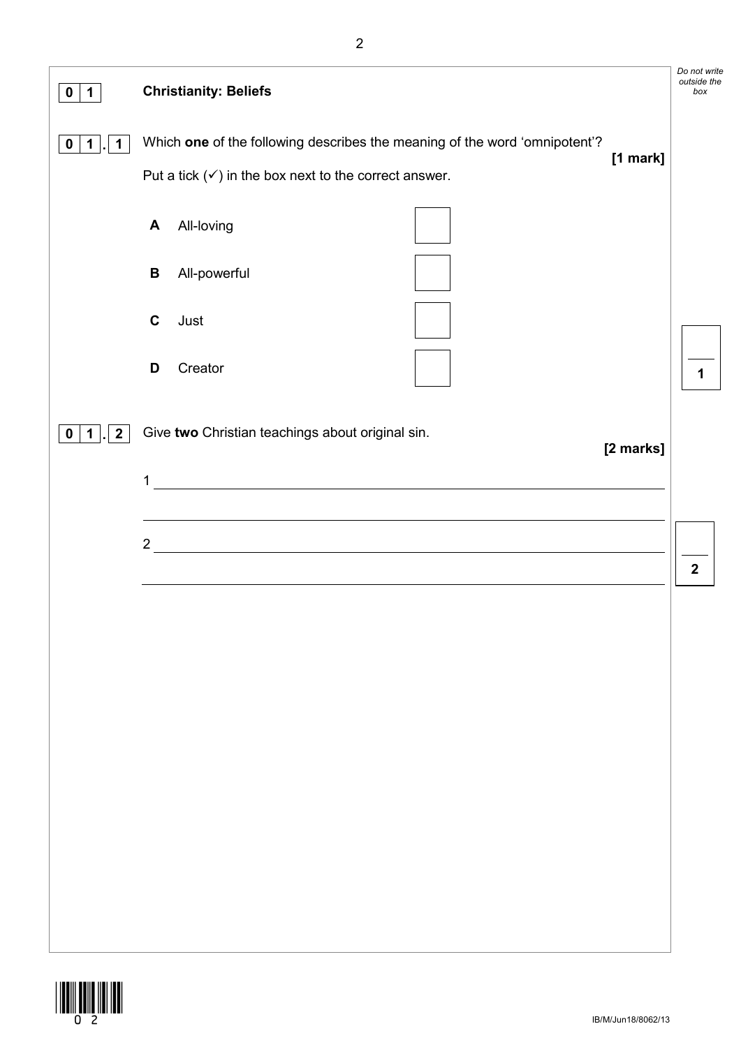## 0 1 Christianity: Beliefs

**0 1 . 1** Which **one** of the following describes the meaning of the word 'omnipotent'? **[1 mark]**

Put a tick (✓) in the box next to the correct answer.

- **A** All-loving ☐
- **B** All-powerful ☐
- **C** Just ☐
- **D** Creator ☐

**0 1 . 2** Give **two** Christian teachings about original sin. **[2 marks]**

1 ________________________________________________

________________________________________________

2 ________________________________________________

________________________________________________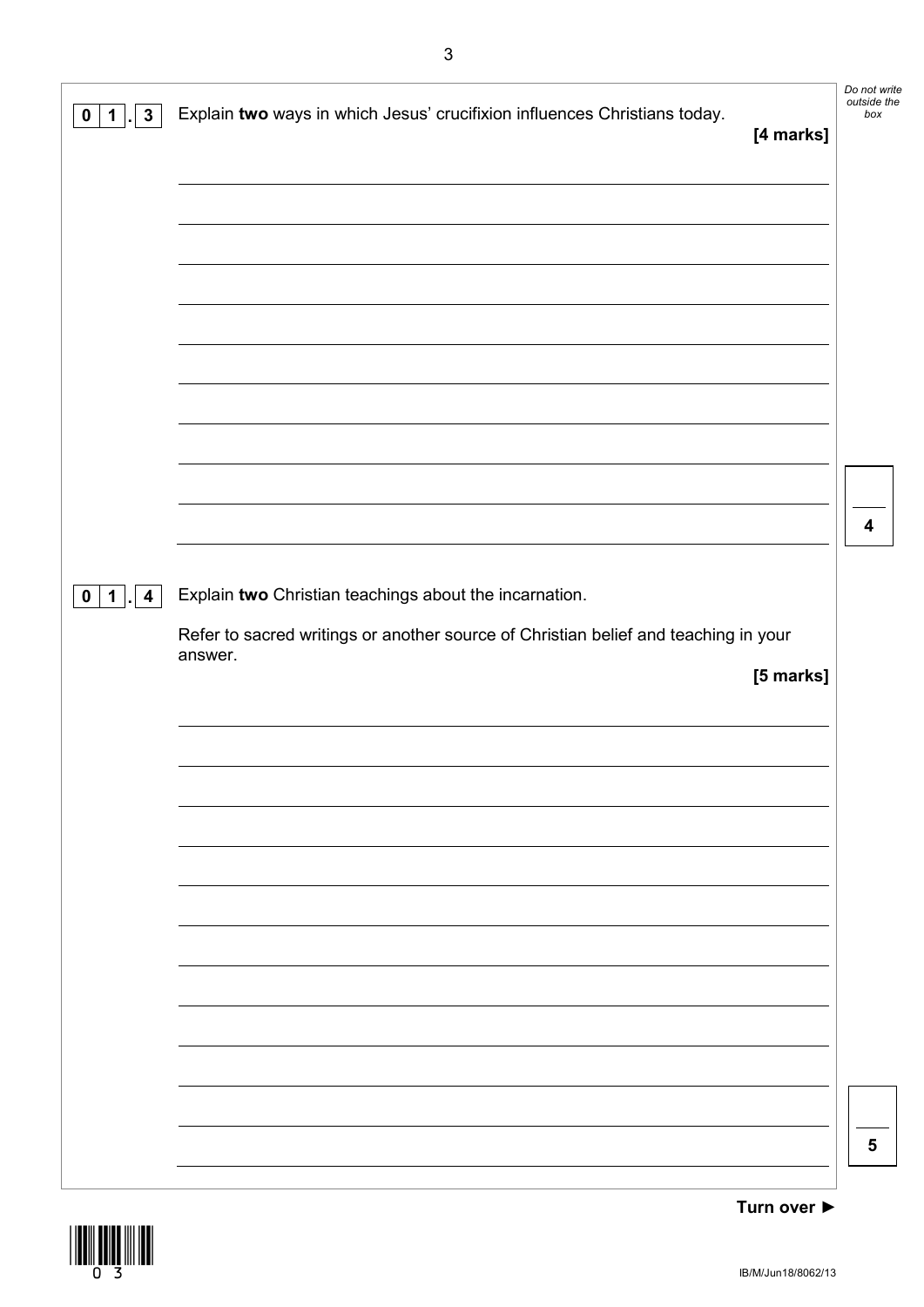**0 1 . 3** Explain **two** ways in which Jesus' crucifixion influences Christians today.

**[4 marks]**

**0 1 . 4** Explain **two** Christian teachings about the incarnation.

Refer to sacred writings or another source of Christian belief and teaching in your answer.

**[5 marks]**

**Turn over ►**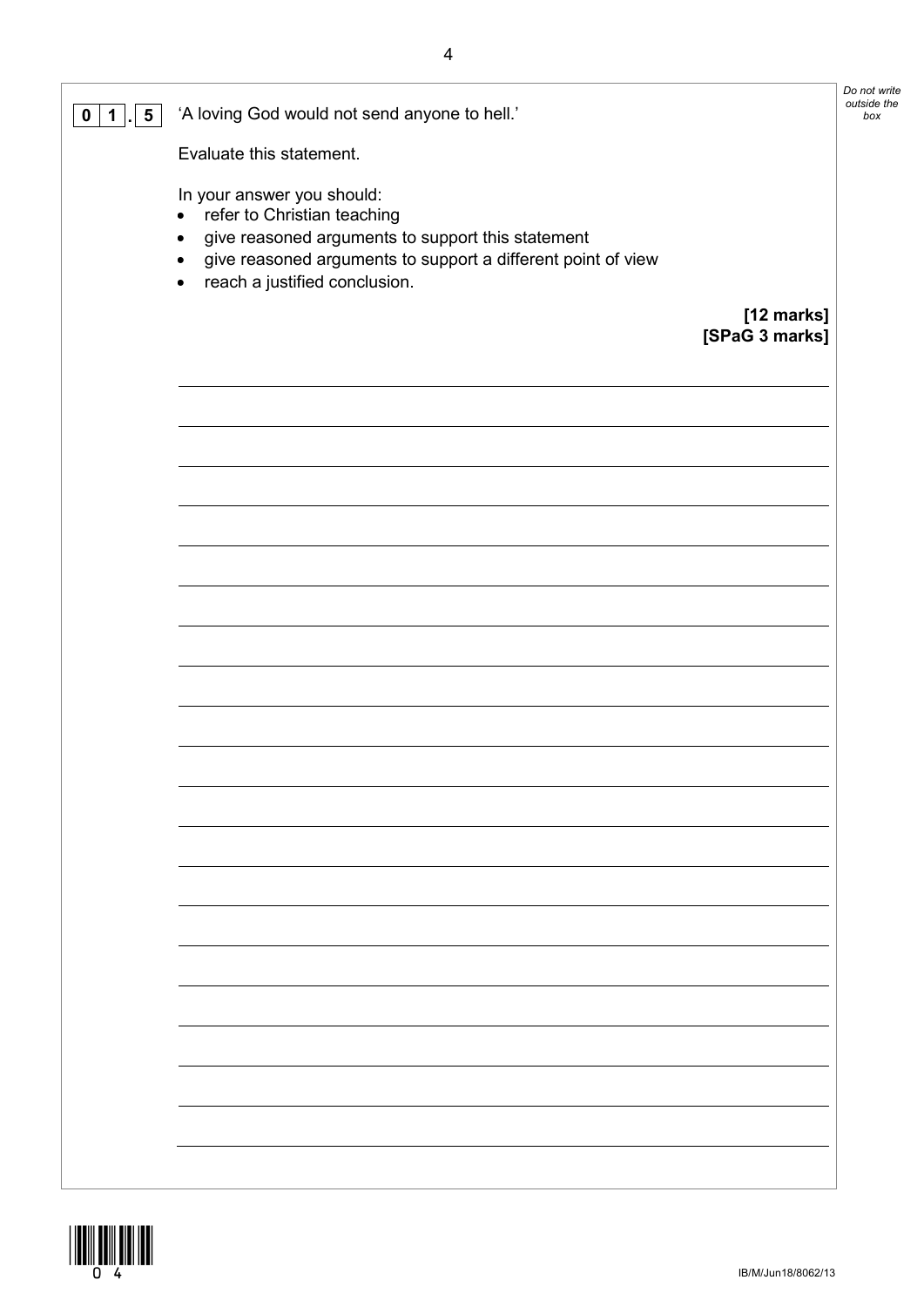**0 1 . 5** 'A loving God would not send anyone to hell.'

Evaluate this statement.

In your answer you should:

- refer to Christian teaching
- give reasoned arguments to support this statement
- give reasoned arguments to support a different point of view
- reach a justified conclusion.

**[12 marks]**
**[SPaG 3 marks]**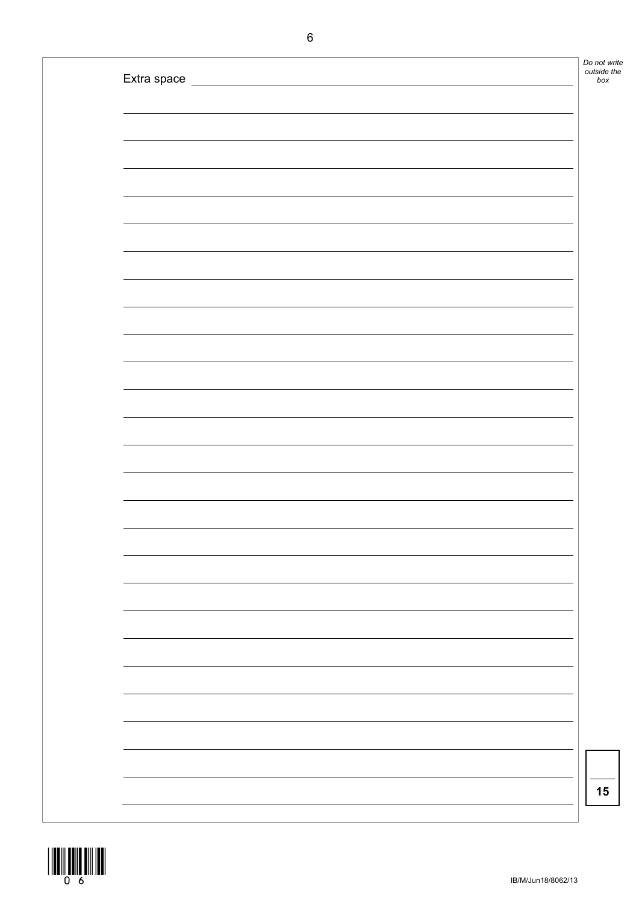Extra space

15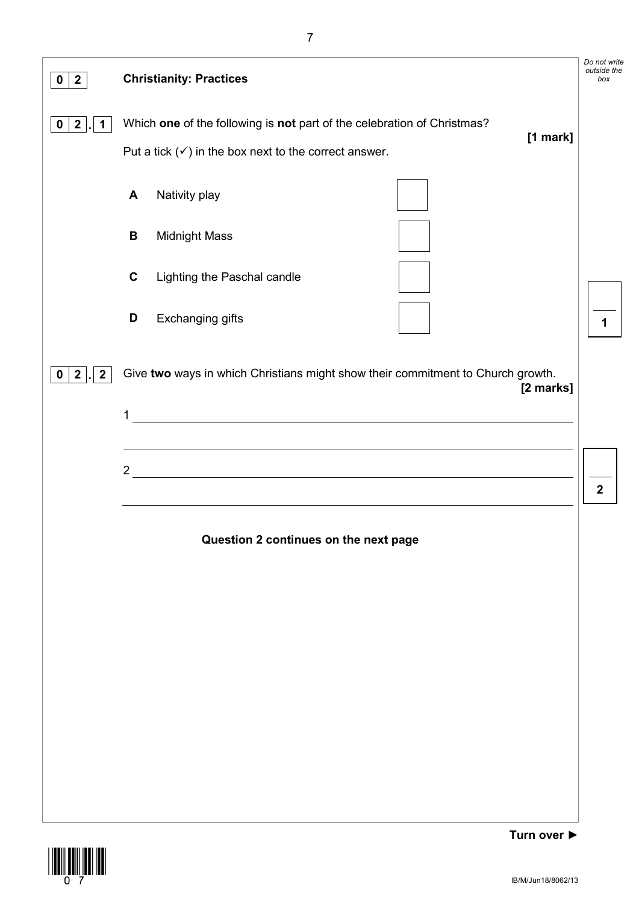## 0 2 Christianity: Practices

**0 2 . 1** Which **one** of the following is **not** part of the celebration of Christmas?

**[1 mark]**

Put a tick (✓) in the box next to the correct answer.

| | | |
|---|---|---|
| **A** | Nativity play | ☐ |
| **B** | Midnight Mass | ☐ |
| **C** | Lighting the Paschal candle | ☐ |
| **D** | Exchanging gifts | ☐ |

**0 2 . 2** Give **two** ways in which Christians might show their commitment to Church growth.

**[2 marks]**

1 ______________________________________________________________

______________________________________________________________

2 ______________________________________________________________

______________________________________________________________

**Question 2 continues on the next page**

**Turn over ►**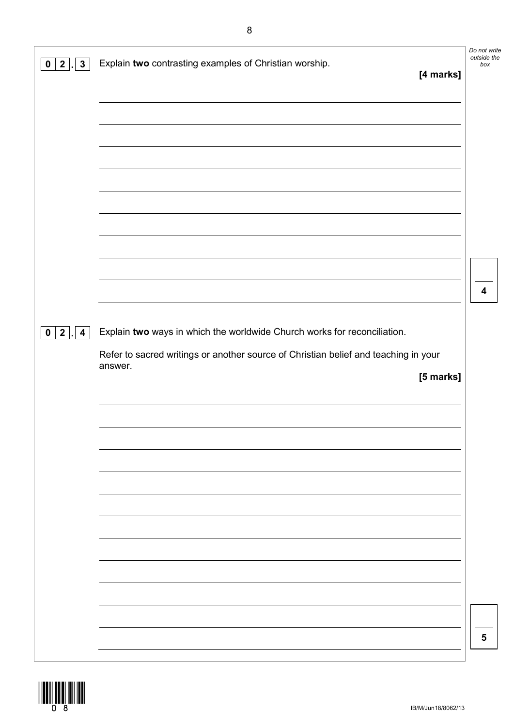**0 2 . 3** Explain **two** contrasting examples of Christian worship.

**[4 marks]**

**0 2 . 4** Explain **two** ways in which the worldwide Church works for reconciliation.

Refer to sacred writings or another source of Christian belief and teaching in your answer.

**[5 marks]**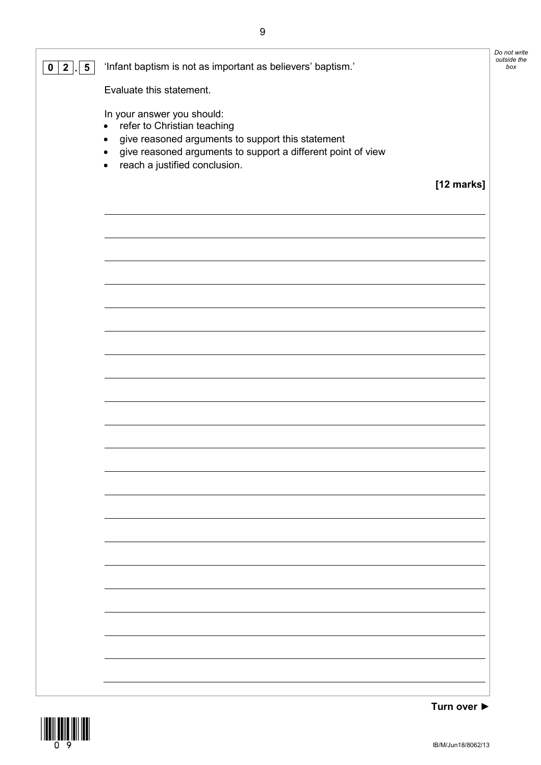**0 2 . 5** 'Infant baptism is not as important as believers' baptism.'

Evaluate this statement.

In your answer you should:

- refer to Christian teaching
- give reasoned arguments to support this statement
- give reasoned arguments to support a different point of view
- reach a justified conclusion.

**[12 marks]**

Turn over ►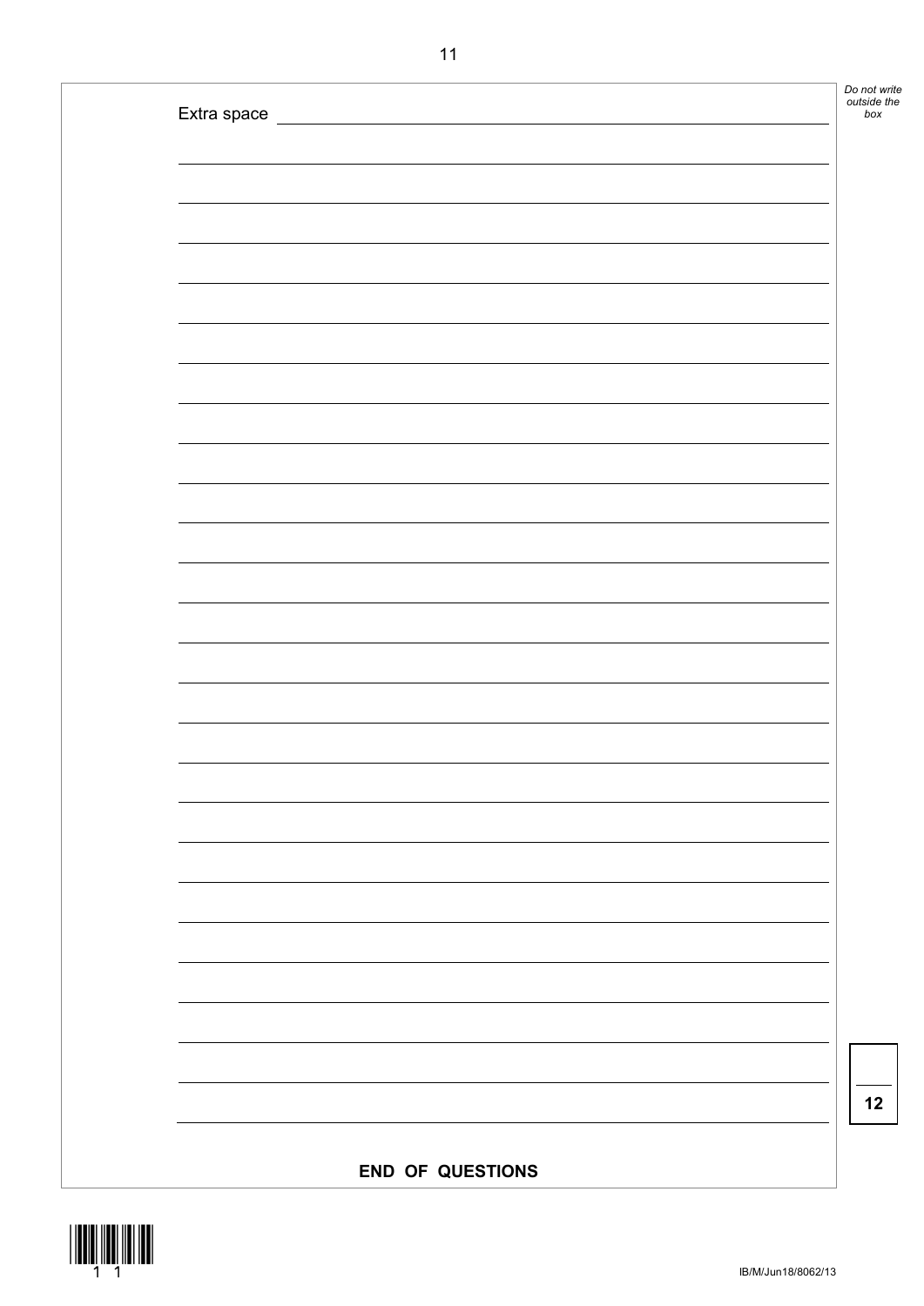Extra space

12

**END OF QUESTIONS**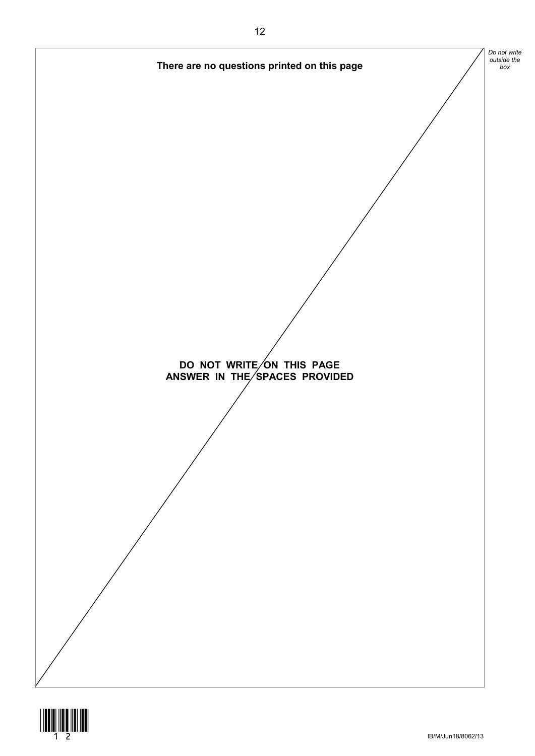**There are no questions printed on this page**

**DO NOT WRITE ON THIS PAGE**
**ANSWER IN THE SPACES PROVIDED**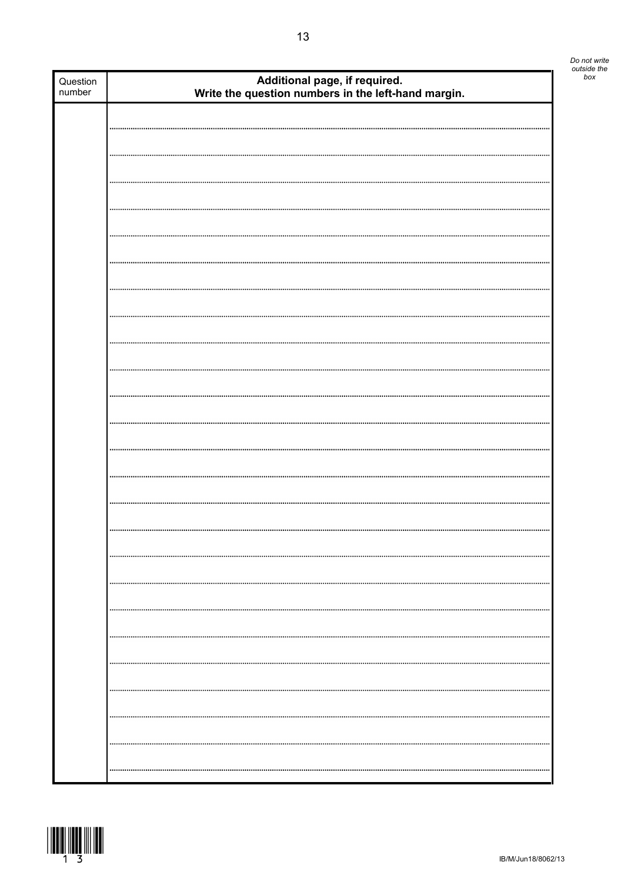*Do not write outside the box*

| Question number | **Additional page, if required.** **Write the question numbers in the left-hand margin.** |
|---|---|
| | |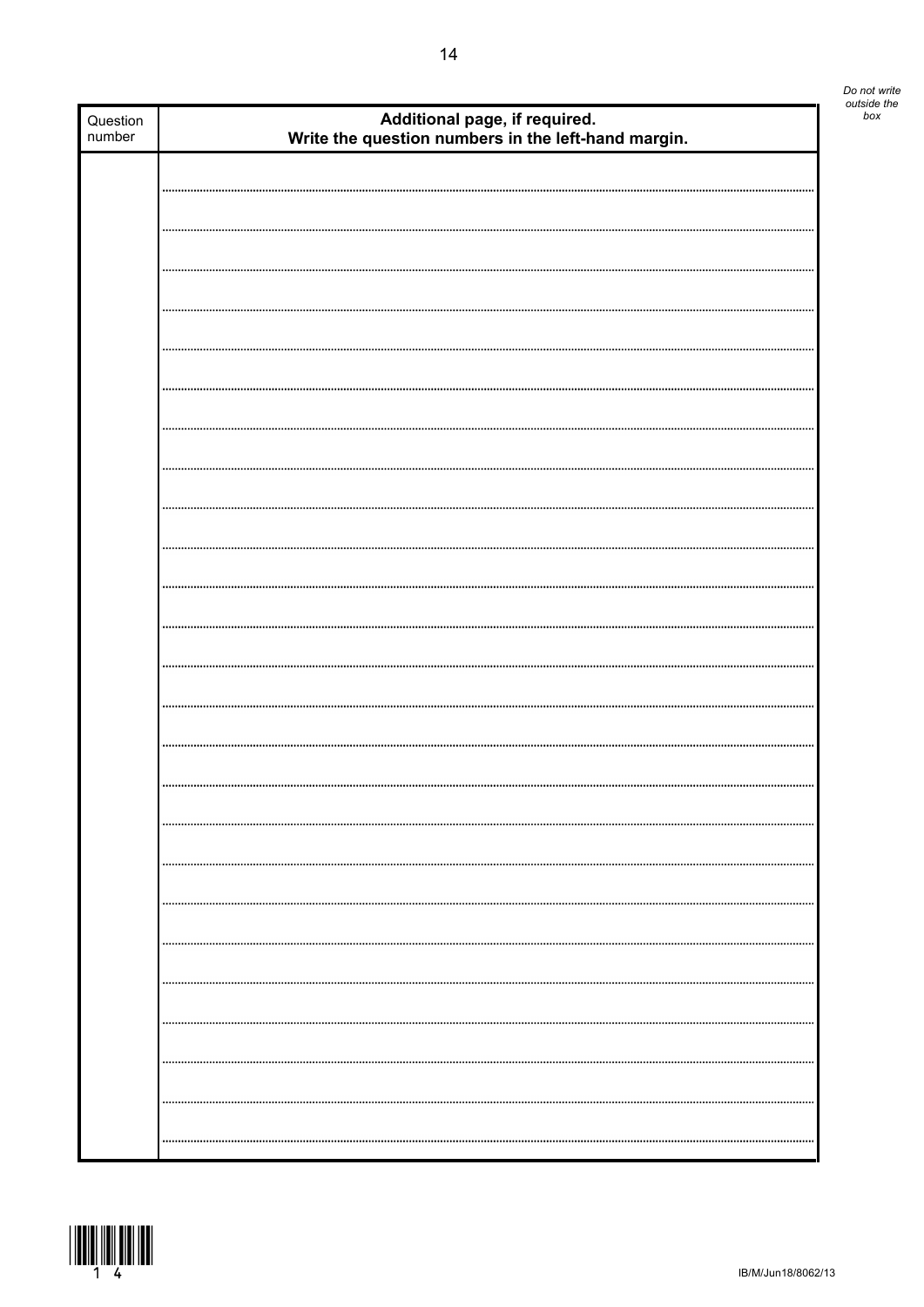| Question number | **Additional page, if required.**<br>**Write the question numbers in the left-hand margin.** |
|---|---|
| | |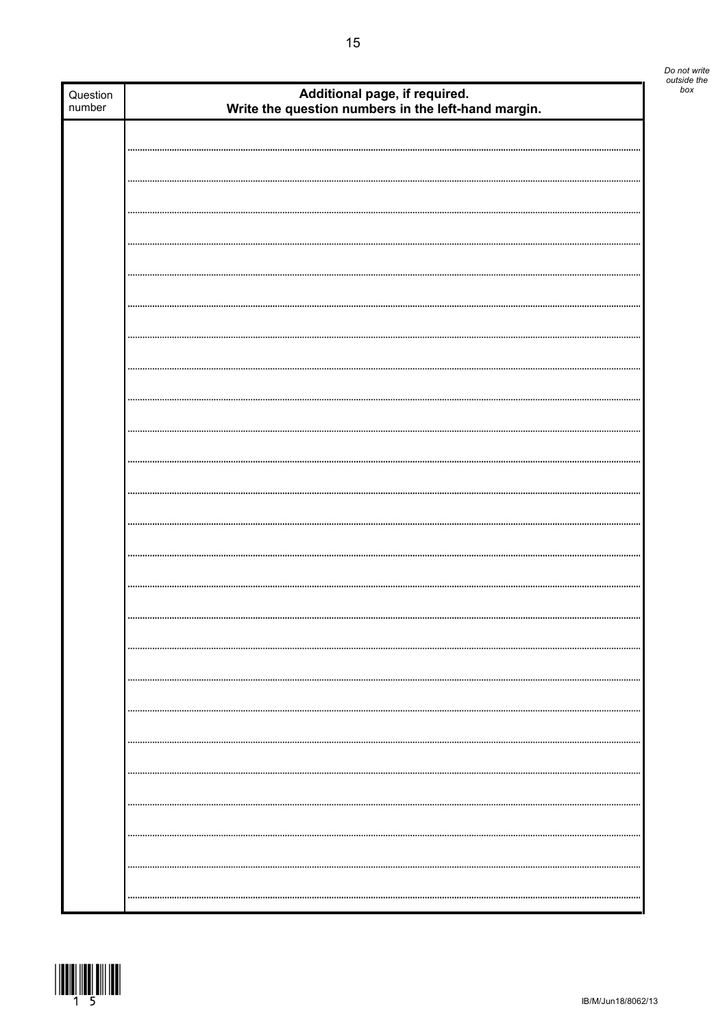| Question number | Additional page, if required. Write the question numbers in the left-hand margin. |
| --- | --- |
| | |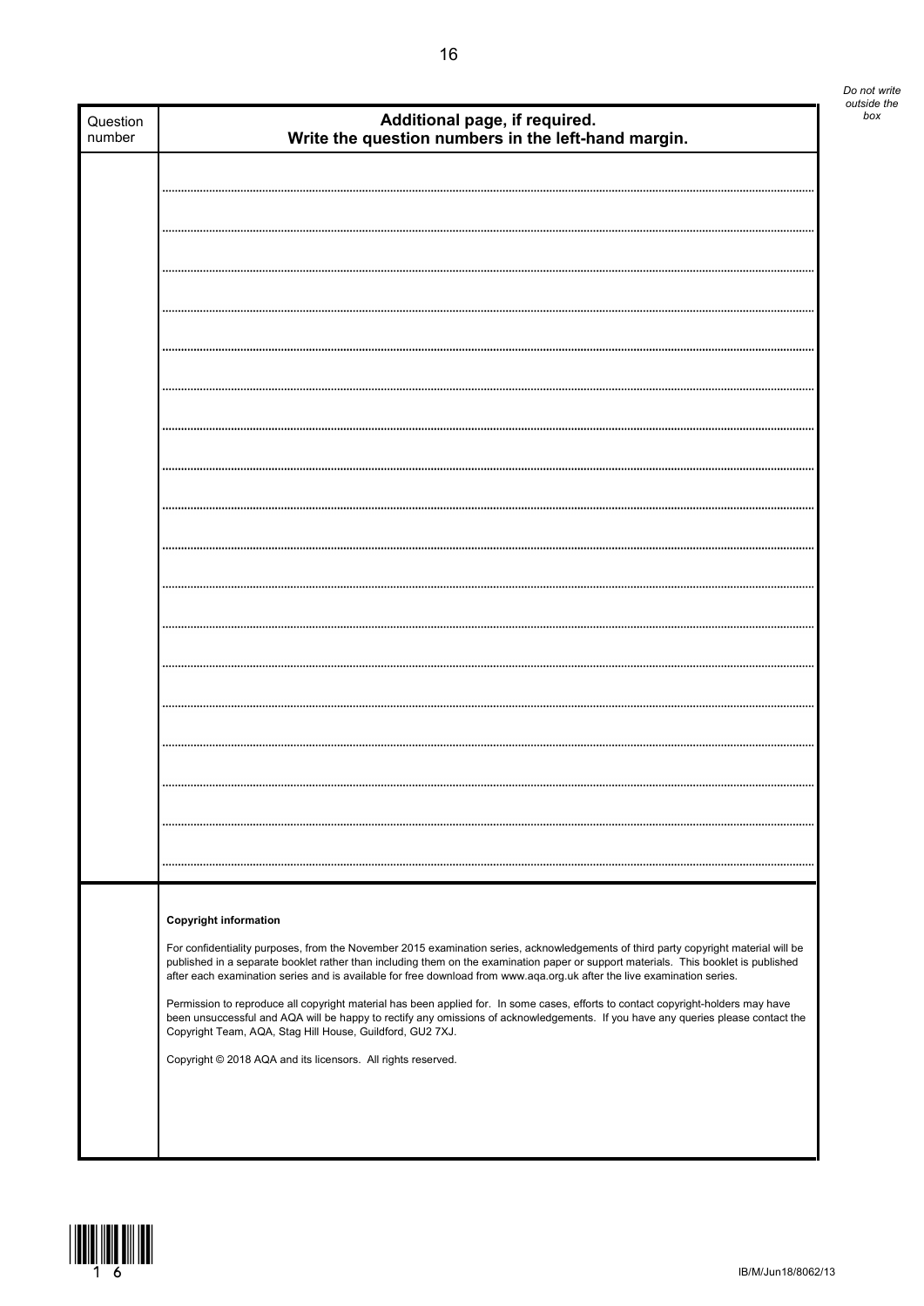*Do not write outside the box*

| Question number | **Additional page, if required. Write the question numbers in the left-hand margin.** |
| --- | --- |
| | |

**Copyright information**

For confidentiality purposes, from the November 2015 examination series, acknowledgements of third party copyright material will be published in a separate booklet rather than including them on the examination paper or support materials. This booklet is published after each examination series and is available for free download from www.aqa.org.uk after the live examination series.

Permission to reproduce all copyright material has been applied for. In some cases, efforts to contact copyright-holders may have been unsuccessful and AQA will be happy to rectify any omissions of acknowledgements. If you have any queries please contact the Copyright Team, AQA, Stag Hill House, Guildford, GU2 7XJ.

Copyright © 2018 AQA and its licensors. All rights reserved.

IB/M/Jun18/8062/13